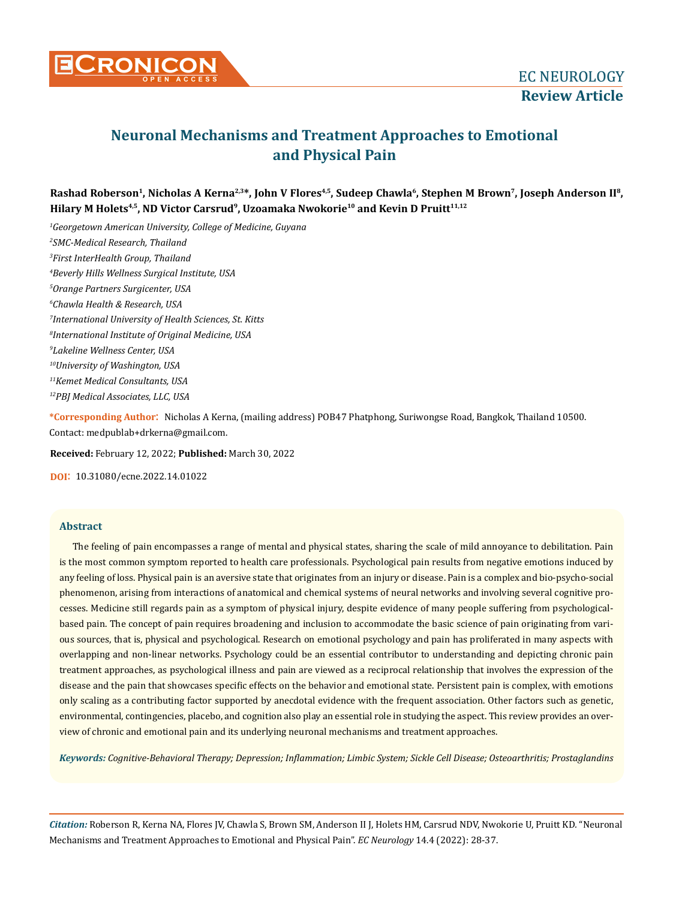EC NEUROLOGY
**Review Article**

# Neuronal Mechanisms and Treatment Approaches to Emotional and Physical Pain

**Rashad Roberson[1], Nicholas A Kerna[2,3]*, John V Flores[4,5], Sudeep Chawla[6], Stephen M Brown[7], Joseph Anderson II[8], Hilary M Holets[4,5], ND Victor Carsrud[9], Uzoamaka Nwokorie[10] and Kevin D Pruitt[11,12]**

*[1]Georgetown American University, College of Medicine, Guyana*
*[2]SMC-Medical Research, Thailand*
*[3]First InterHealth Group, Thailand*
*[4]Beverly Hills Wellness Surgical Institute, USA*
*[5]Orange Partners Surgicenter, USA*
*[6]Chawla Health & Research, USA*
*[7]International University of Health Sciences, St. Kitts*
*[8]International Institute of Original Medicine, USA*
*[9]Lakeline Wellness Center, USA*
*[10]University of Washington, USA*
*[11]Kemet Medical Consultants, USA*
*[12]PBJ Medical Associates, LLC, USA*

**\*Corresponding Author:** Nicholas A Kerna, (mailing address) POB47 Phatphong, Suriwongse Road, Bangkok, Thailand 10500. Contact: medpublab+drkerna@gmail.com.

**Received:** February 12, 2022; **Published:** March 30, 2022

**DOI:** 10.31080/ecne.2022.14.01022

## Abstract

The feeling of pain encompasses a range of mental and physical states, sharing the scale of mild annoyance to debilitation. Pain is the most common symptom reported to health care professionals. Psychological pain results from negative emotions induced by any feeling of loss. Physical pain is an aversive state that originates from an injury or disease. Pain is a complex and bio-psycho-social phenomenon, arising from interactions of anatomical and chemical systems of neural networks and involving several cognitive processes. Medicine still regards pain as a symptom of physical injury, despite evidence of many people suffering from psychological-based pain. The concept of pain requires broadening and inclusion to accommodate the basic science of pain originating from various sources, that is, physical and psychological. Research on emotional psychology and pain has proliferated in many aspects with overlapping and non-linear networks. Psychology could be an essential contributor to understanding and depicting chronic pain treatment approaches, as psychological illness and pain are viewed as a reciprocal relationship that involves the expression of the disease and the pain that showcases specific effects on the behavior and emotional state. Persistent pain is complex, with emotions only scaling as a contributing factor supported by anecdotal evidence with the frequent association. Other factors such as genetic, environmental, contingencies, placebo, and cognition also play an essential role in studying the aspect. This review provides an overview of chronic and emotional pain and its underlying neuronal mechanisms and treatment approaches.

***Keywords:*** *Cognitive-Behavioral Therapy; Depression; Inflammation; Limbic System; Sickle Cell Disease; Osteoarthritis; Prostaglandins*

***Citation:*** Roberson R, Kerna NA, Flores JV, Chawla S, Brown SM, Anderson II J, Holets HM, Carsrud NDV, Nwokorie U, Pruitt KD. "Neuronal Mechanisms and Treatment Approaches to Emotional and Physical Pain". *EC Neurology* 14.4 (2022): 28-37.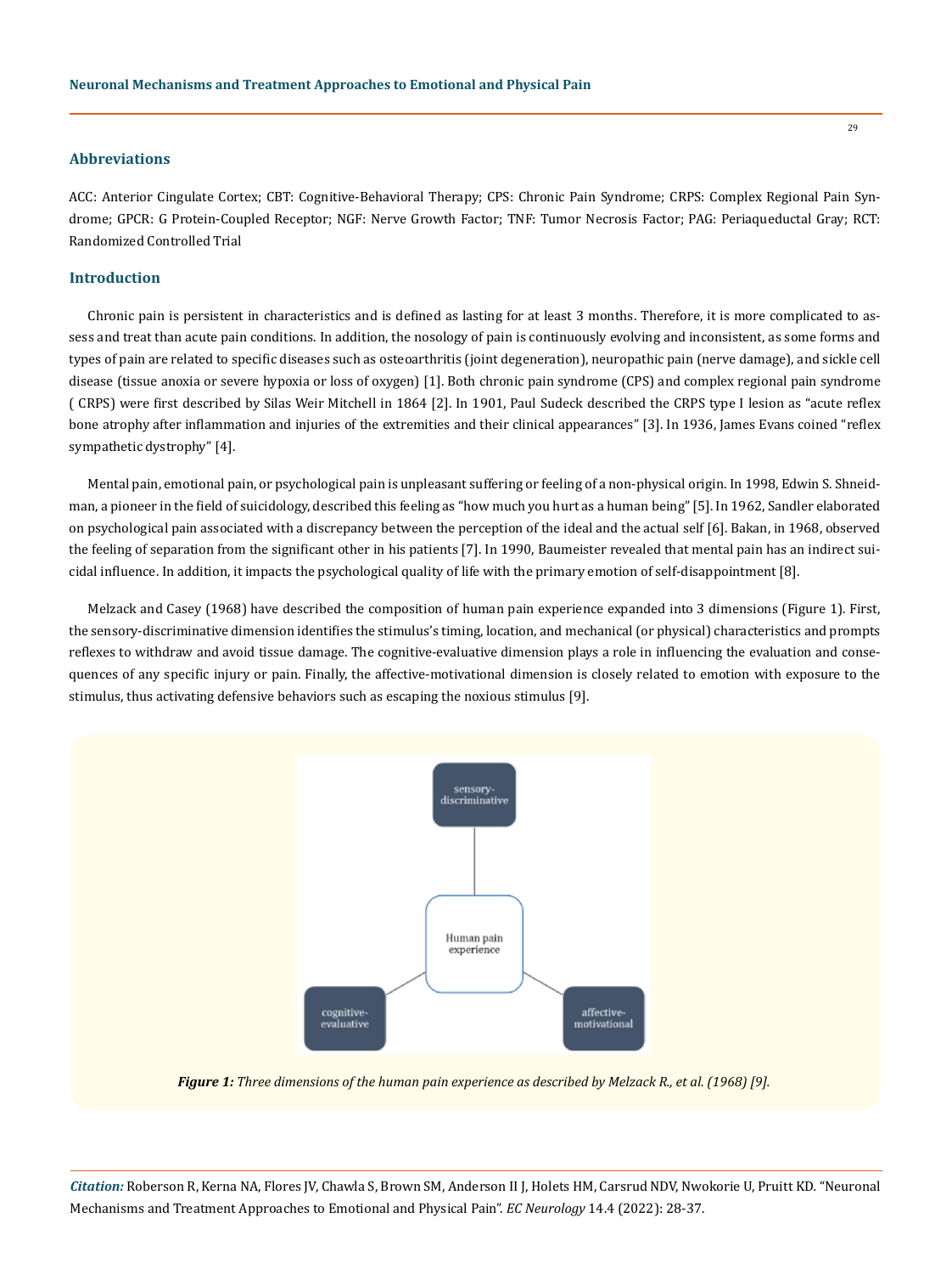## Abbreviations

ACC: Anterior Cingulate Cortex; CBT: Cognitive-Behavioral Therapy; CPS: Chronic Pain Syndrome; CRPS: Complex Regional Pain Syndrome; GPCR: G Protein-Coupled Receptor; NGF: Nerve Growth Factor; TNF: Tumor Necrosis Factor; PAG: Periaqueductal Gray; RCT: Randomized Controlled Trial

## Introduction

Chronic pain is persistent in characteristics and is defined as lasting for at least 3 months. Therefore, it is more complicated to assess and treat than acute pain conditions. In addition, the nosology of pain is continuously evolving and inconsistent, as some forms and types of pain are related to specific diseases such as osteoarthritis (joint degeneration), neuropathic pain (nerve damage), and sickle cell disease (tissue anoxia or severe hypoxia or loss of oxygen) [1]. Both chronic pain syndrome (CPS) and complex regional pain syndrome ( CRPS) were first described by Silas Weir Mitchell in 1864 [2]. In 1901, Paul Sudeck described the CRPS type I lesion as "acute reflex bone atrophy after inflammation and injuries of the extremities and their clinical appearances" [3]. In 1936, James Evans coined "reflex sympathetic dystrophy" [4].

Mental pain, emotional pain, or psychological pain is unpleasant suffering or feeling of a non-physical origin. In 1998, Edwin S. Shneidman, a pioneer in the field of suicidology, described this feeling as "how much you hurt as a human being" [5]. In 1962, Sandler elaborated on psychological pain associated with a discrepancy between the perception of the ideal and the actual self [6]. Bakan, in 1968, observed the feeling of separation from the significant other in his patients [7]. In 1990, Baumeister revealed that mental pain has an indirect suicidal influence. In addition, it impacts the psychological quality of life with the primary emotion of self-disappointment [8].

Melzack and Casey (1968) have described the composition of human pain experience expanded into 3 dimensions (Figure 1). First, the sensory-discriminative dimension identifies the stimulus's timing, location, and mechanical (or physical) characteristics and prompts reflexes to withdraw and avoid tissue damage. The cognitive-evaluative dimension plays a role in influencing the evaluation and consequences of any specific injury or pain. Finally, the affective-motivational dimension is closely related to emotion with exposure to the stimulus, thus activating defensive behaviors such as escaping the noxious stimulus [9].

sensory-discriminative

Human pain experience

cognitive-evaluative

affective-motivational

***Figure 1:*** *Three dimensions of the human pain experience as described by Melzack R., et al. (1968) [9].*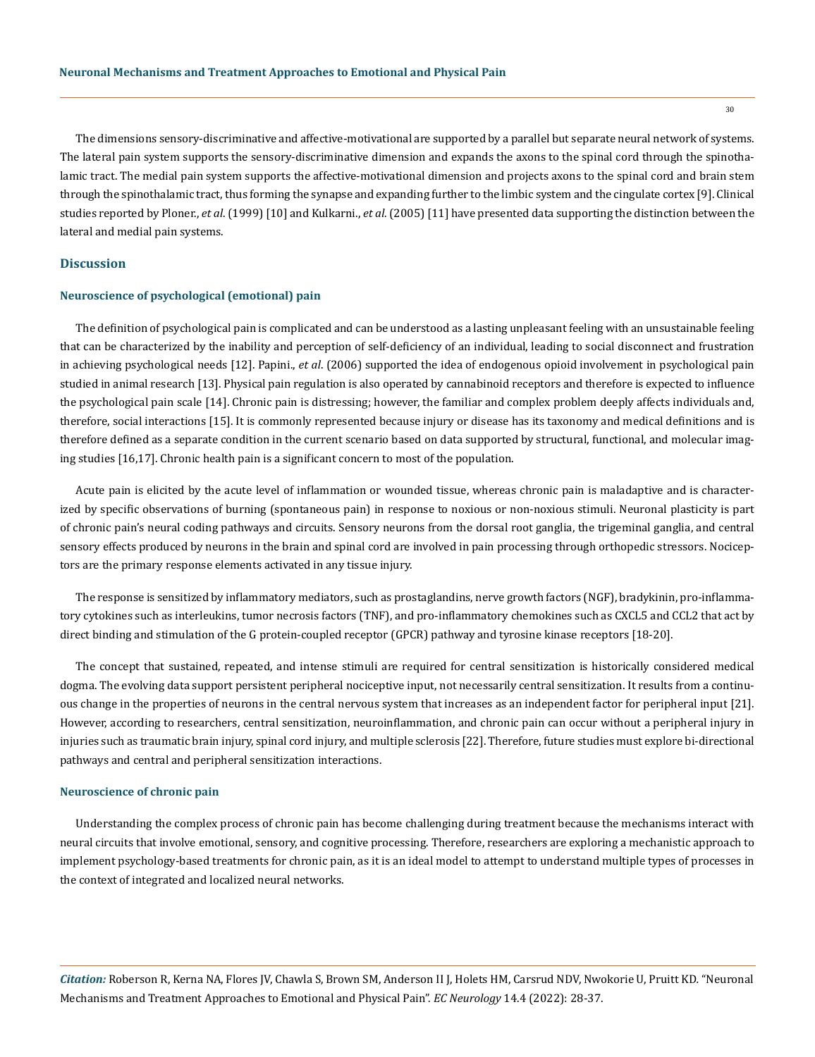The dimensions sensory-discriminative and affective-motivational are supported by a parallel but separate neural network of systems. The lateral pain system supports the sensory-discriminative dimension and expands the axons to the spinal cord through the spinothalamic tract. The medial pain system supports the affective-motivational dimension and projects axons to the spinal cord and brain stem through the spinothalamic tract, thus forming the synapse and expanding further to the limbic system and the cingulate cortex [9]. Clinical studies reported by Ploner., *et al*. (1999) [10] and Kulkarni., *et al*. (2005) [11] have presented data supporting the distinction between the lateral and medial pain systems.

## Discussion

### Neuroscience of psychological (emotional) pain

The definition of psychological pain is complicated and can be understood as a lasting unpleasant feeling with an unsustainable feeling that can be characterized by the inability and perception of self-deficiency of an individual, leading to social disconnect and frustration in achieving psychological needs [12]. Papini., *et al*. (2006) supported the idea of endogenous opioid involvement in psychological pain studied in animal research [13]. Physical pain regulation is also operated by cannabinoid receptors and therefore is expected to influence the psychological pain scale [14]. Chronic pain is distressing; however, the familiar and complex problem deeply affects individuals and, therefore, social interactions [15]. It is commonly represented because injury or disease has its taxonomy and medical definitions and is therefore defined as a separate condition in the current scenario based on data supported by structural, functional, and molecular imaging studies [16,17]. Chronic health pain is a significant concern to most of the population.

Acute pain is elicited by the acute level of inflammation or wounded tissue, whereas chronic pain is maladaptive and is characterized by specific observations of burning (spontaneous pain) in response to noxious or non-noxious stimuli. Neuronal plasticity is part of chronic pain's neural coding pathways and circuits. Sensory neurons from the dorsal root ganglia, the trigeminal ganglia, and central sensory effects produced by neurons in the brain and spinal cord are involved in pain processing through orthopedic stressors. Nociceptors are the primary response elements activated in any tissue injury.

The response is sensitized by inflammatory mediators, such as prostaglandins, nerve growth factors (NGF), bradykinin, pro-inflammatory cytokines such as interleukins, tumor necrosis factors (TNF), and pro-inflammatory chemokines such as CXCL5 and CCL2 that act by direct binding and stimulation of the G protein-coupled receptor (GPCR) pathway and tyrosine kinase receptors [18-20].

The concept that sustained, repeated, and intense stimuli are required for central sensitization is historically considered medical dogma. The evolving data support persistent peripheral nociceptive input, not necessarily central sensitization. It results from a continuous change in the properties of neurons in the central nervous system that increases as an independent factor for peripheral input [21]. However, according to researchers, central sensitization, neuroinflammation, and chronic pain can occur without a peripheral injury in injuries such as traumatic brain injury, spinal cord injury, and multiple sclerosis [22]. Therefore, future studies must explore bi-directional pathways and central and peripheral sensitization interactions.

### Neuroscience of chronic pain

Understanding the complex process of chronic pain has become challenging during treatment because the mechanisms interact with neural circuits that involve emotional, sensory, and cognitive processing. Therefore, researchers are exploring a mechanistic approach to implement psychology-based treatments for chronic pain, as it is an ideal model to attempt to understand multiple types of processes in the context of integrated and localized neural networks.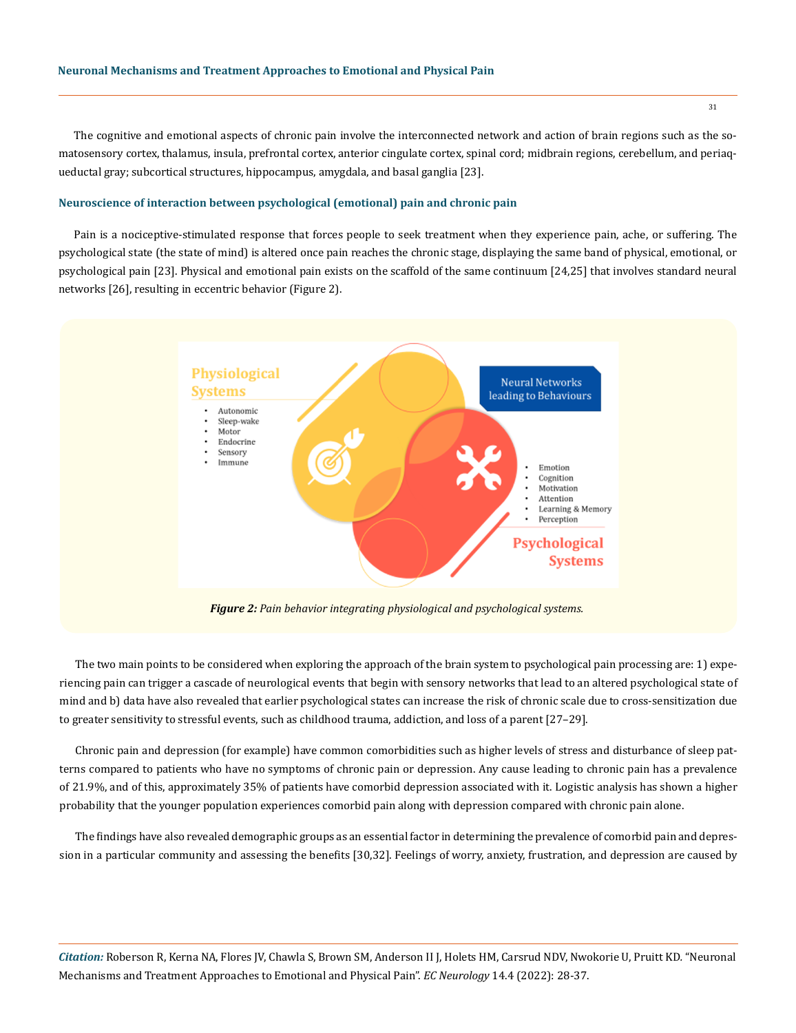The cognitive and emotional aspects of chronic pain involve the interconnected network and action of brain regions such as the somatosensory cortex, thalamus, insula, prefrontal cortex, anterior cingulate cortex, spinal cord; midbrain regions, cerebellum, and periaqueductal gray; subcortical structures, hippocampus, amygdala, and basal ganglia [23].

### Neuroscience of interaction between psychological (emotional) pain and chronic pain

Pain is a nociceptive-stimulated response that forces people to seek treatment when they experience pain, ache, or suffering. The psychological state (the state of mind) is altered once pain reaches the chronic stage, displaying the same band of physical, emotional, or psychological pain [23]. Physical and emotional pain exists on the scaffold of the same continuum [24,25] that involves standard neural networks [26], resulting in eccentric behavior (Figure 2).

***Figure 2:*** *Pain behavior integrating physiological and psychological systems.*

The two main points to be considered when exploring the approach of the brain system to psychological pain processing are: 1) experiencing pain can trigger a cascade of neurological events that begin with sensory networks that lead to an altered psychological state of mind and b) data have also revealed that earlier psychological states can increase the risk of chronic scale due to cross-sensitization due to greater sensitivity to stressful events, such as childhood trauma, addiction, and loss of a parent [27–29].

Chronic pain and depression (for example) have common comorbidities such as higher levels of stress and disturbance of sleep patterns compared to patients who have no symptoms of chronic pain or depression. Any cause leading to chronic pain has a prevalence of 21.9%, and of this, approximately 35% of patients have comorbid depression associated with it. Logistic analysis has shown a higher probability that the younger population experiences comorbid pain along with depression compared with chronic pain alone.

The findings have also revealed demographic groups as an essential factor in determining the prevalence of comorbid pain and depression in a particular community and assessing the benefits [30,32]. Feelings of worry, anxiety, frustration, and depression are caused by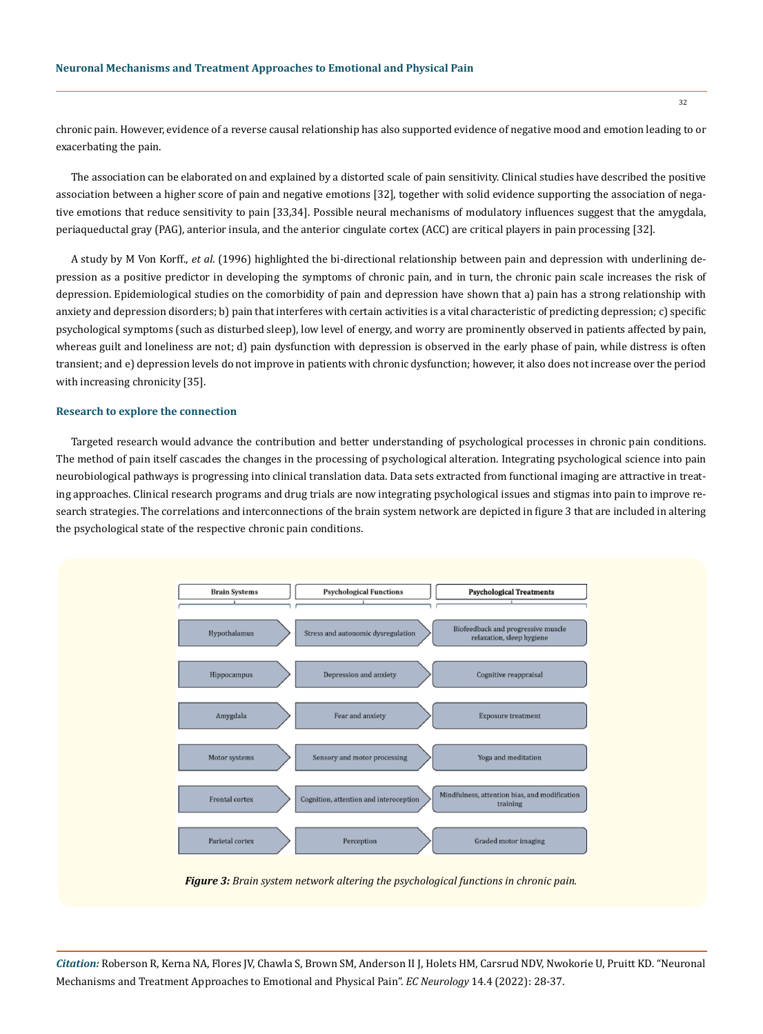chronic pain. However, evidence of a reverse causal relationship has also supported evidence of negative mood and emotion leading to or exacerbating the pain.

The association can be elaborated on and explained by a distorted scale of pain sensitivity. Clinical studies have described the positive association between a higher score of pain and negative emotions [32], together with solid evidence supporting the association of negative emotions that reduce sensitivity to pain [33,34]. Possible neural mechanisms of modulatory influences suggest that the amygdala, periaqueductal gray (PAG), anterior insula, and the anterior cingulate cortex (ACC) are critical players in pain processing [32].

A study by M Von Korff., *et al.* (1996) highlighted the bi-directional relationship between pain and depression with underlining depression as a positive predictor in developing the symptoms of chronic pain, and in turn, the chronic pain scale increases the risk of depression. Epidemiological studies on the comorbidity of pain and depression have shown that a) pain has a strong relationship with anxiety and depression disorders; b) pain that interferes with certain activities is a vital characteristic of predicting depression; c) specific psychological symptoms (such as disturbed sleep), low level of energy, and worry are prominently observed in patients affected by pain, whereas guilt and loneliness are not; d) pain dysfunction with depression is observed in the early phase of pain, while distress is often transient; and e) depression levels do not improve in patients with chronic dysfunction; however, it also does not increase over the period with increasing chronicity [35].

### Research to explore the connection

Targeted research would advance the contribution and better understanding of psychological processes in chronic pain conditions. The method of pain itself cascades the changes in the processing of psychological alteration. Integrating psychological science into pain neurobiological pathways is progressing into clinical translation data. Data sets extracted from functional imaging are attractive in treating approaches. Clinical research programs and drug trials are now integrating psychological issues and stigmas into pain to improve research strategies. The correlations and interconnections of the brain system network are depicted in figure 3 that are included in altering the psychological state of the respective chronic pain conditions.

| Brain Systems | Psychological Functions | Psychological Treatments |
| --- | --- | --- |
| Hypothalamus | Stress and autonomic dysregulation | Biofeedback and progressive muscle relaxation, sleep hygiene |
| Hippocampus | Depression and anxiety | Cognitive reappraisal |
| Amygdala | Fear and anxiety | Exposure treatment |
| Motor systems | Sensory and motor processing | Yoga and meditation |
| Frontal cortex | Cognition, attention and interoception | Mindfulness, attention bias, and modification training |
| Parietal cortex | Perception | Graded motor imaging |

***Figure 3:*** *Brain system network altering the psychological functions in chronic pain.*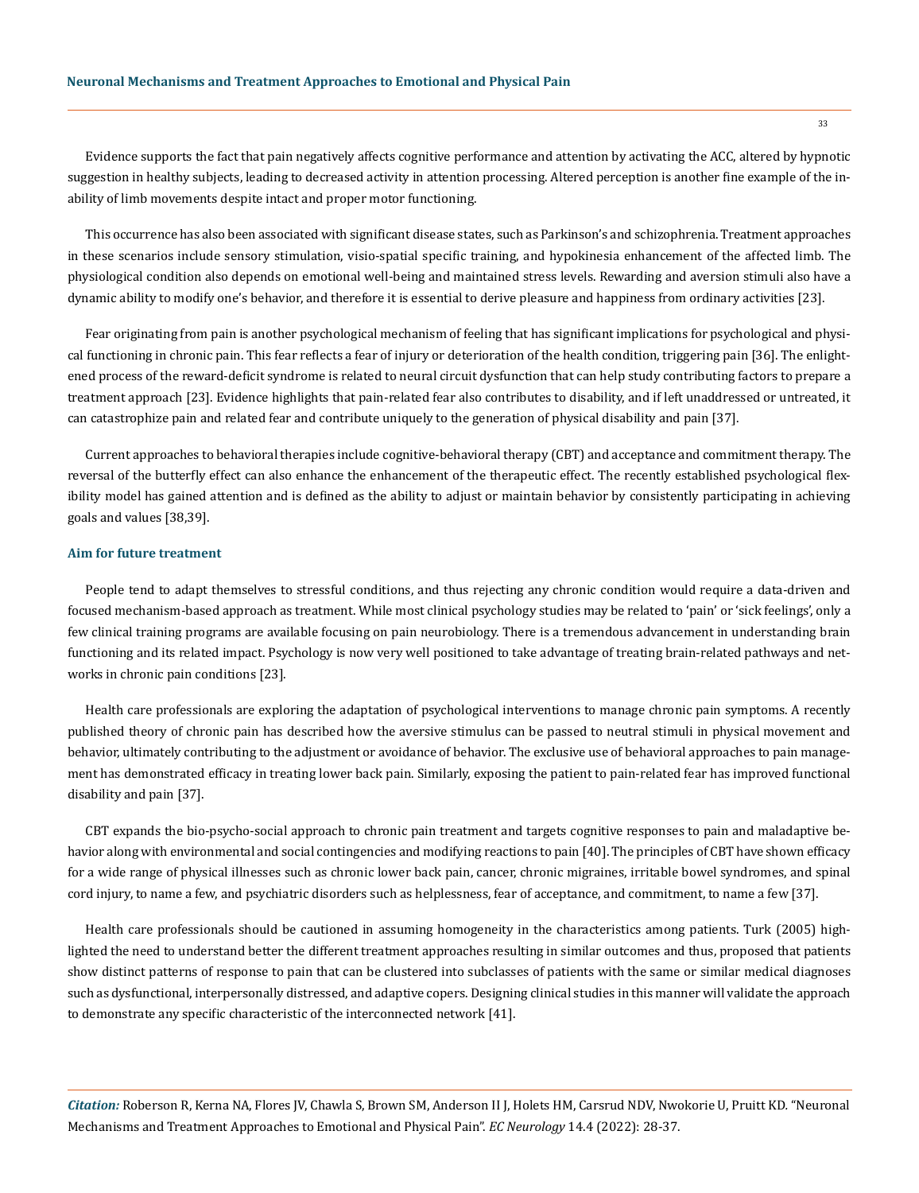Evidence supports the fact that pain negatively affects cognitive performance and attention by activating the ACC, altered by hypnotic suggestion in healthy subjects, leading to decreased activity in attention processing. Altered perception is another fine example of the inability of limb movements despite intact and proper motor functioning.

This occurrence has also been associated with significant disease states, such as Parkinson's and schizophrenia. Treatment approaches in these scenarios include sensory stimulation, visio-spatial specific training, and hypokinesia enhancement of the affected limb. The physiological condition also depends on emotional well-being and maintained stress levels. Rewarding and aversion stimuli also have a dynamic ability to modify one's behavior, and therefore it is essential to derive pleasure and happiness from ordinary activities [23].

Fear originating from pain is another psychological mechanism of feeling that has significant implications for psychological and physical functioning in chronic pain. This fear reflects a fear of injury or deterioration of the health condition, triggering pain [36]. The enlightened process of the reward-deficit syndrome is related to neural circuit dysfunction that can help study contributing factors to prepare a treatment approach [23]. Evidence highlights that pain-related fear also contributes to disability, and if left unaddressed or untreated, it can catastrophize pain and related fear and contribute uniquely to the generation of physical disability and pain [37].

Current approaches to behavioral therapies include cognitive-behavioral therapy (CBT) and acceptance and commitment therapy. The reversal of the butterfly effect can also enhance the enhancement of the therapeutic effect. The recently established psychological flexibility model has gained attention and is defined as the ability to adjust or maintain behavior by consistently participating in achieving goals and values [38,39].

### Aim for future treatment

People tend to adapt themselves to stressful conditions, and thus rejecting any chronic condition would require a data-driven and focused mechanism-based approach as treatment. While most clinical psychology studies may be related to 'pain' or 'sick feelings', only a few clinical training programs are available focusing on pain neurobiology. There is a tremendous advancement in understanding brain functioning and its related impact. Psychology is now very well positioned to take advantage of treating brain-related pathways and networks in chronic pain conditions [23].

Health care professionals are exploring the adaptation of psychological interventions to manage chronic pain symptoms. A recently published theory of chronic pain has described how the aversive stimulus can be passed to neutral stimuli in physical movement and behavior, ultimately contributing to the adjustment or avoidance of behavior. The exclusive use of behavioral approaches to pain management has demonstrated efficacy in treating lower back pain. Similarly, exposing the patient to pain-related fear has improved functional disability and pain [37].

CBT expands the bio-psycho-social approach to chronic pain treatment and targets cognitive responses to pain and maladaptive behavior along with environmental and social contingencies and modifying reactions to pain [40]. The principles of CBT have shown efficacy for a wide range of physical illnesses such as chronic lower back pain, cancer, chronic migraines, irritable bowel syndromes, and spinal cord injury, to name a few, and psychiatric disorders such as helplessness, fear of acceptance, and commitment, to name a few [37].

Health care professionals should be cautioned in assuming homogeneity in the characteristics among patients. Turk (2005) highlighted the need to understand better the different treatment approaches resulting in similar outcomes and thus, proposed that patients show distinct patterns of response to pain that can be clustered into subclasses of patients with the same or similar medical diagnoses such as dysfunctional, interpersonally distressed, and adaptive copers. Designing clinical studies in this manner will validate the approach to demonstrate any specific characteristic of the interconnected network [41].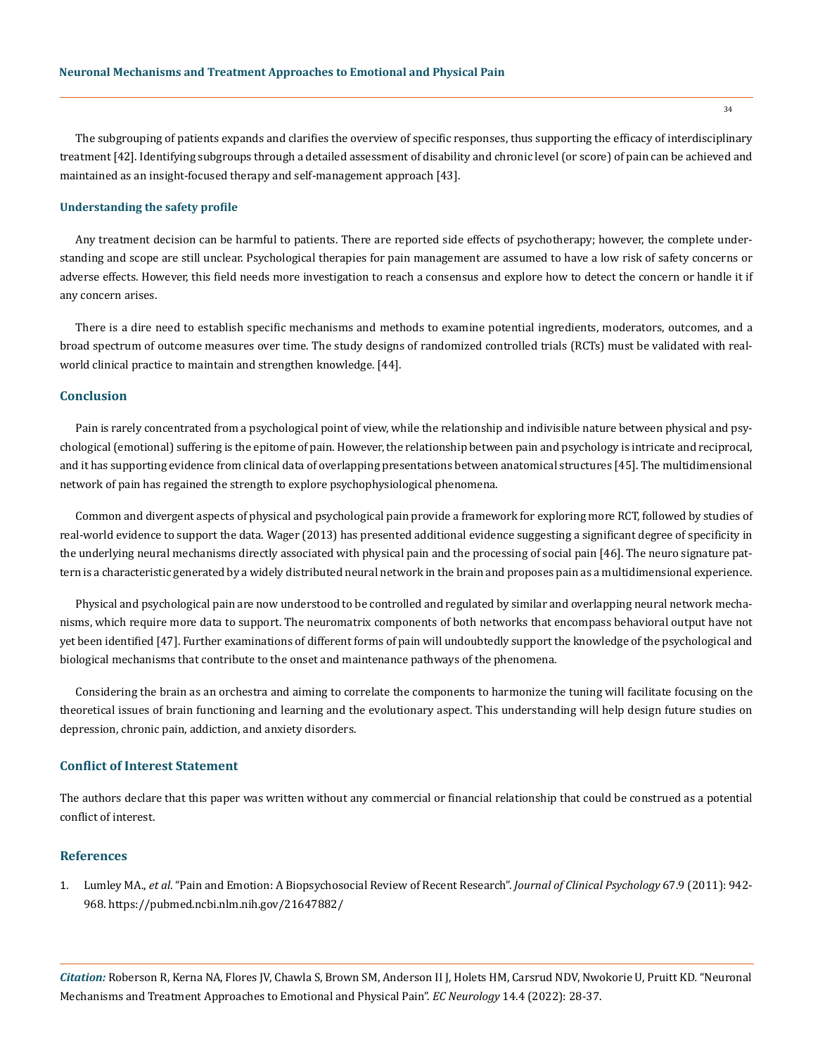The subgrouping of patients expands and clarifies the overview of specific responses, thus supporting the efficacy of interdisciplinary treatment [42]. Identifying subgroups through a detailed assessment of disability and chronic level (or score) of pain can be achieved and maintained as an insight-focused therapy and self-management approach [43].

### Understanding the safety profile

Any treatment decision can be harmful to patients. There are reported side effects of psychotherapy; however, the complete understanding and scope are still unclear. Psychological therapies for pain management are assumed to have a low risk of safety concerns or adverse effects. However, this field needs more investigation to reach a consensus and explore how to detect the concern or handle it if any concern arises.

There is a dire need to establish specific mechanisms and methods to examine potential ingredients, moderators, outcomes, and a broad spectrum of outcome measures over time. The study designs of randomized controlled trials (RCTs) must be validated with real-world clinical practice to maintain and strengthen knowledge. [44].

## Conclusion

Pain is rarely concentrated from a psychological point of view, while the relationship and indivisible nature between physical and psychological (emotional) suffering is the epitome of pain. However, the relationship between pain and psychology is intricate and reciprocal, and it has supporting evidence from clinical data of overlapping presentations between anatomical structures [45]. The multidimensional network of pain has regained the strength to explore psychophysiological phenomena.

Common and divergent aspects of physical and psychological pain provide a framework for exploring more RCT, followed by studies of real-world evidence to support the data. Wager (2013) has presented additional evidence suggesting a significant degree of specificity in the underlying neural mechanisms directly associated with physical pain and the processing of social pain [46]. The neuro signature pattern is a characteristic generated by a widely distributed neural network in the brain and proposes pain as a multidimensional experience.

Physical and psychological pain are now understood to be controlled and regulated by similar and overlapping neural network mechanisms, which require more data to support. The neuromatrix components of both networks that encompass behavioral output have not yet been identified [47]. Further examinations of different forms of pain will undoubtedly support the knowledge of the psychological and biological mechanisms that contribute to the onset and maintenance pathways of the phenomena.

Considering the brain as an orchestra and aiming to correlate the components to harmonize the tuning will facilitate focusing on the theoretical issues of brain functioning and learning and the evolutionary aspect. This understanding will help design future studies on depression, chronic pain, addiction, and anxiety disorders.

## Conflict of Interest Statement

The authors declare that this paper was written without any commercial or financial relationship that could be construed as a potential conflict of interest.

## References

1. Lumley MA., *et al*. "Pain and Emotion: A Biopsychosocial Review of Recent Research". *Journal of Clinical Psychology* 67.9 (2011): 942-968. https://pubmed.ncbi.nlm.nih.gov/21647882/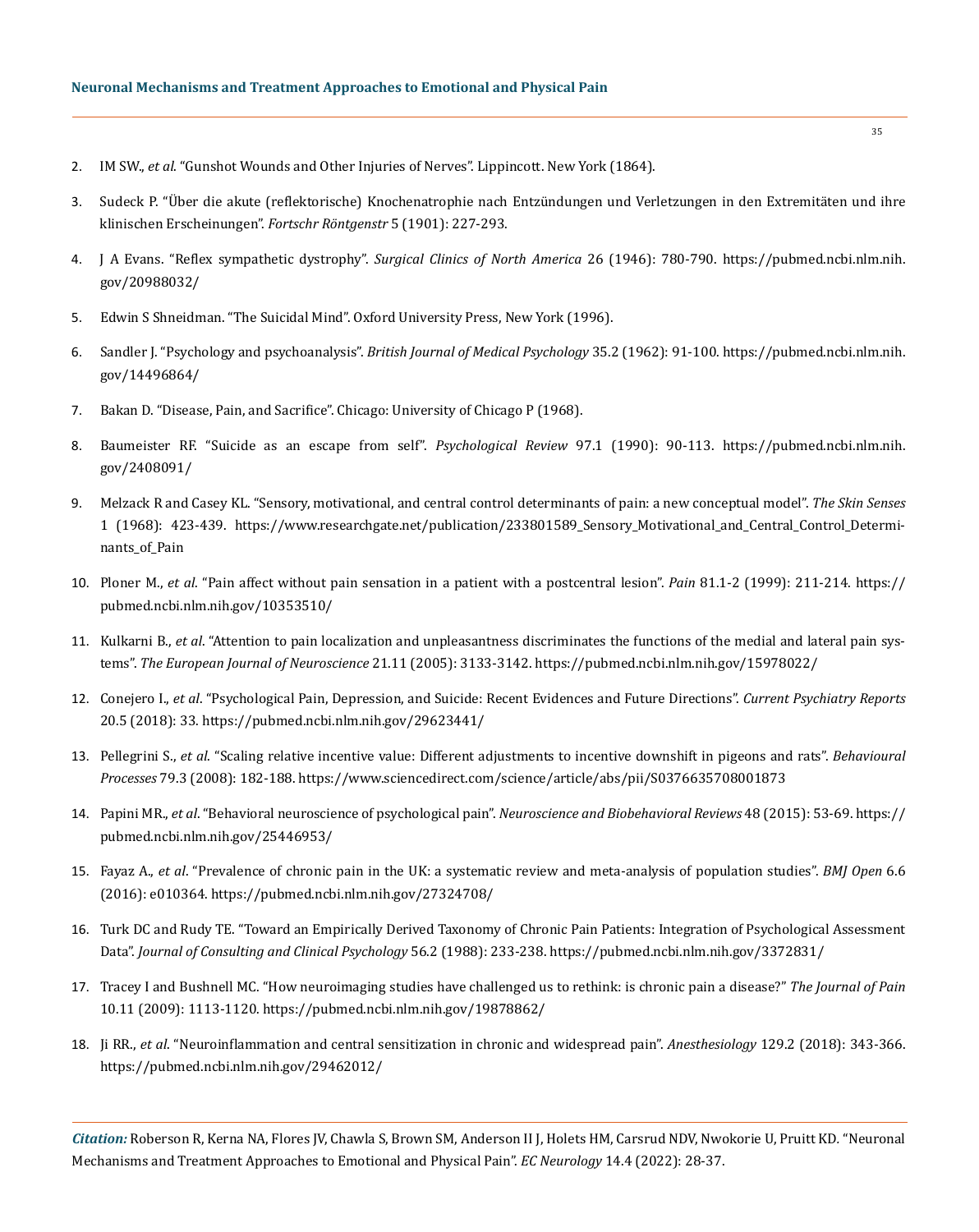2. IM SW., *et al*. "Gunshot Wounds and Other Injuries of Nerves". Lippincott. New York (1864).
3. Sudeck P. "Über die akute (reflektorische) Knochenatrophie nach Entzündungen und Verletzungen in den Extremitäten und ihre klinischen Erscheinungen". *Fortschr Röntgenstr* 5 (1901): 227-293.
4. J A Evans. "Reflex sympathetic dystrophy". *Surgical Clinics of North America* 26 (1946): 780-790. https://pubmed.ncbi.nlm.nih.gov/20988032/
5. Edwin S Shneidman. "The Suicidal Mind". Oxford University Press, New York (1996).
6. Sandler J. "Psychology and psychoanalysis". *British Journal of Medical Psychology* 35.2 (1962): 91-100. https://pubmed.ncbi.nlm.nih.gov/14496864/
7. Bakan D. "Disease, Pain, and Sacrifice". Chicago: University of Chicago P (1968).
8. Baumeister RF. "Suicide as an escape from self". *Psychological Review* 97.1 (1990): 90-113. https://pubmed.ncbi.nlm.nih.gov/2408091/
9. Melzack R and Casey KL. "Sensory, motivational, and central control determinants of pain: a new conceptual model". *The Skin Senses* 1 (1968): 423-439. https://www.researchgate.net/publication/233801589_Sensory_Motivational_and_Central_Control_Determinants_of_Pain
10. Ploner M., *et al*. "Pain affect without pain sensation in a patient with a postcentral lesion". *Pain* 81.1-2 (1999): 211-214. https://pubmed.ncbi.nlm.nih.gov/10353510/
11. Kulkarni B., *et al*. "Attention to pain localization and unpleasantness discriminates the functions of the medial and lateral pain systems". *The European Journal of Neuroscience* 21.11 (2005): 3133-3142. https://pubmed.ncbi.nlm.nih.gov/15978022/
12. Conejero I., *et al*. "Psychological Pain, Depression, and Suicide: Recent Evidences and Future Directions". *Current Psychiatry Reports* 20.5 (2018): 33. https://pubmed.ncbi.nlm.nih.gov/29623441/
13. Pellegrini S., *et al*. "Scaling relative incentive value: Different adjustments to incentive downshift in pigeons and rats". *Behavioural Processes* 79.3 (2008): 182-188. https://www.sciencedirect.com/science/article/abs/pii/S0376635708001873
14. Papini MR., *et al*. "Behavioral neuroscience of psychological pain". *Neuroscience and Biobehavioral Reviews* 48 (2015): 53-69. https://pubmed.ncbi.nlm.nih.gov/25446953/
15. Fayaz A., *et al*. "Prevalence of chronic pain in the UK: a systematic review and meta-analysis of population studies". *BMJ Open* 6.6 (2016): e010364. https://pubmed.ncbi.nlm.nih.gov/27324708/
16. Turk DC and Rudy TE. "Toward an Empirically Derived Taxonomy of Chronic Pain Patients: Integration of Psychological Assessment Data". *Journal of Consulting and Clinical Psychology* 56.2 (1988): 233-238. https://pubmed.ncbi.nlm.nih.gov/3372831/
17. Tracey I and Bushnell MC. "How neuroimaging studies have challenged us to rethink: is chronic pain a disease?" *The Journal of Pain* 10.11 (2009): 1113-1120. https://pubmed.ncbi.nlm.nih.gov/19878862/
18. Ji RR., *et al*. "Neuroinflammation and central sensitization in chronic and widespread pain". *Anesthesiology* 129.2 (2018): 343-366. https://pubmed.ncbi.nlm.nih.gov/29462012/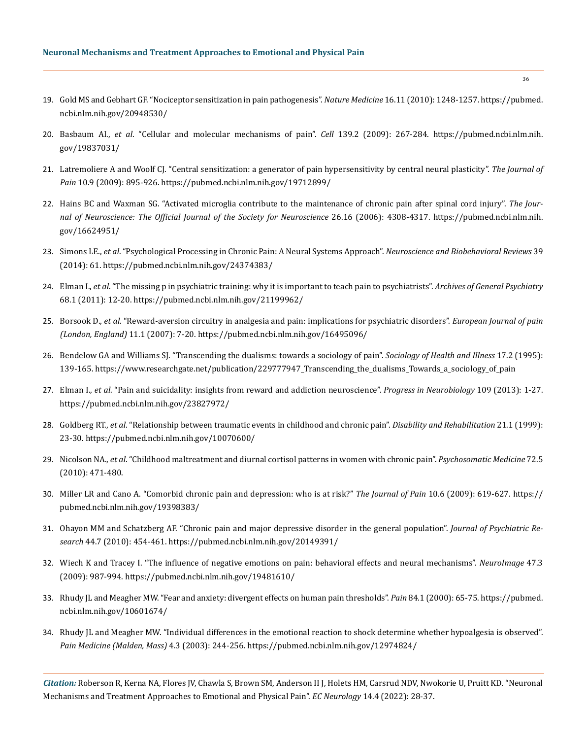19. Gold MS and Gebhart GF. "Nociceptor sensitization in pain pathogenesis". *Nature Medicine* 16.11 (2010): 1248-1257. https://pubmed.ncbi.nlm.nih.gov/20948530/
20. Basbaum AI., *et al*. "Cellular and molecular mechanisms of pain". *Cell* 139.2 (2009): 267-284. https://pubmed.ncbi.nlm.nih.gov/19837031/
21. Latremoliere A and Woolf CJ. "Central sensitization: a generator of pain hypersensitivity by central neural plasticity". *The Journal of Pain* 10.9 (2009): 895-926. https://pubmed.ncbi.nlm.nih.gov/19712899/
22. Hains BC and Waxman SG. "Activated microglia contribute to the maintenance of chronic pain after spinal cord injury". *The Journal of Neuroscience: The Official Journal of the Society for Neuroscience* 26.16 (2006): 4308-4317. https://pubmed.ncbi.nlm.nih.gov/16624951/
23. Simons LE., *et al*. "Psychological Processing in Chronic Pain: A Neural Systems Approach". *Neuroscience and Biobehavioral Reviews* 39 (2014): 61. https://pubmed.ncbi.nlm.nih.gov/24374383/
24. Elman I., *et al*. "The missing p in psychiatric training: why it is important to teach pain to psychiatrists". *Archives of General Psychiatry* 68.1 (2011): 12-20. https://pubmed.ncbi.nlm.nih.gov/21199962/
25. Borsook D., *et al*. "Reward-aversion circuitry in analgesia and pain: implications for psychiatric disorders". *European Journal of pain (London, England)* 11.1 (2007): 7-20. https://pubmed.ncbi.nlm.nih.gov/16495096/
26. Bendelow GA and Williams SJ. "Transcending the dualisms: towards a sociology of pain". *Sociology of Health and Illness* 17.2 (1995): 139-165. https://www.researchgate.net/publication/229777947_Transcending_the_dualisms_Towards_a_sociology_of_pain
27. Elman I., *et al*. "Pain and suicidality: insights from reward and addiction neuroscience". *Progress in Neurobiology* 109 (2013): 1-27. https://pubmed.ncbi.nlm.nih.gov/23827972/
28. Goldberg RT., *et al*. "Relationship between traumatic events in childhood and chronic pain". *Disability and Rehabilitation* 21.1 (1999): 23-30. https://pubmed.ncbi.nlm.nih.gov/10070600/
29. Nicolson NA., *et al*. "Childhood maltreatment and diurnal cortisol patterns in women with chronic pain". *Psychosomatic Medicine* 72.5 (2010): 471-480.
30. Miller LR and Cano A. "Comorbid chronic pain and depression: who is at risk?" *The Journal of Pain* 10.6 (2009): 619-627. https://pubmed.ncbi.nlm.nih.gov/19398383/
31. Ohayon MM and Schatzberg AF. "Chronic pain and major depressive disorder in the general population". *Journal of Psychiatric Research* 44.7 (2010): 454-461. https://pubmed.ncbi.nlm.nih.gov/20149391/
32. Wiech K and Tracey I. "The influence of negative emotions on pain: behavioral effects and neural mechanisms". *NeuroImage* 47.3 (2009): 987-994. https://pubmed.ncbi.nlm.nih.gov/19481610/
33. Rhudy JL and Meagher MW. "Fear and anxiety: divergent effects on human pain thresholds". *Pain* 84.1 (2000): 65-75. https://pubmed.ncbi.nlm.nih.gov/10601674/
34. Rhudy JL and Meagher MW. "Individual differences in the emotional reaction to shock determine whether hypoalgesia is observed". *Pain Medicine (Malden, Mass)* 4.3 (2003): 244-256. https://pubmed.ncbi.nlm.nih.gov/12974824/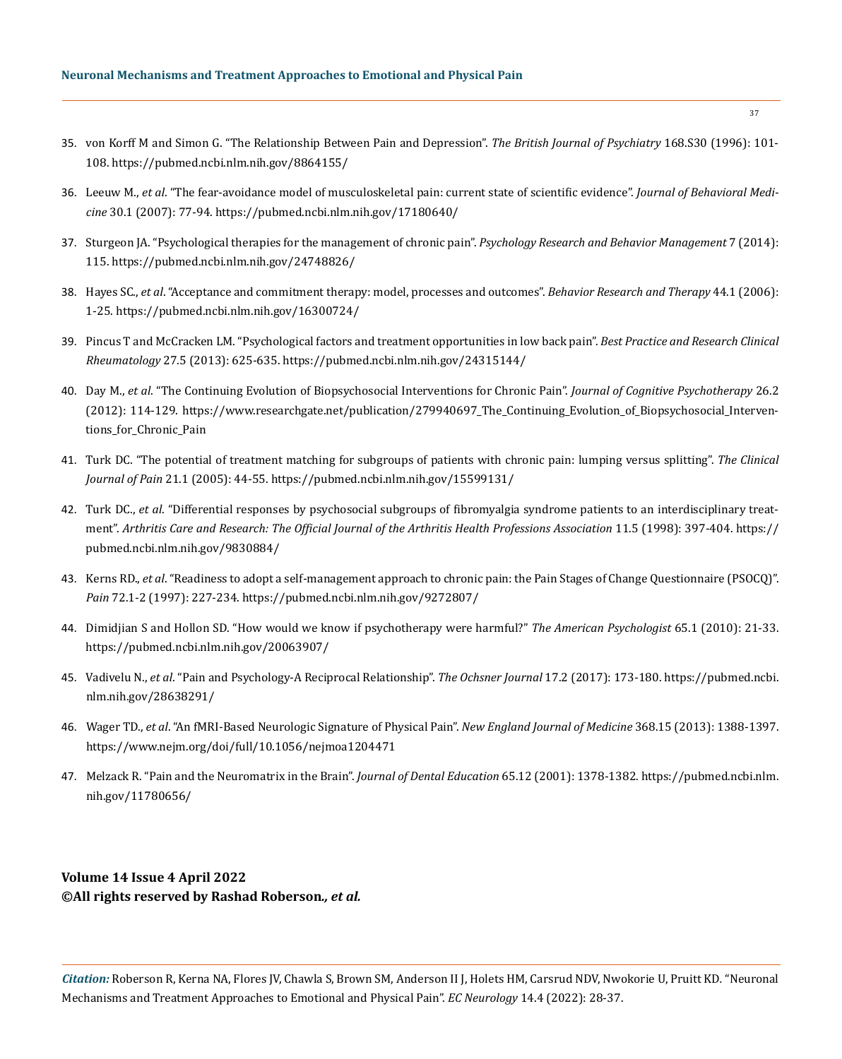35. von Korff M and Simon G. "The Relationship Between Pain and Depression". *The British Journal of Psychiatry* 168.S30 (1996): 101-108. https://pubmed.ncbi.nlm.nih.gov/8864155/

36. Leeuw M., *et al*. "The fear-avoidance model of musculoskeletal pain: current state of scientific evidence". *Journal of Behavioral Medicine* 30.1 (2007): 77-94. https://pubmed.ncbi.nlm.nih.gov/17180640/

37. Sturgeon JA. "Psychological therapies for the management of chronic pain". *Psychology Research and Behavior Management* 7 (2014): 115. https://pubmed.ncbi.nlm.nih.gov/24748826/

38. Hayes SC., *et al*. "Acceptance and commitment therapy: model, processes and outcomes". *Behavior Research and Therapy* 44.1 (2006): 1-25. https://pubmed.ncbi.nlm.nih.gov/16300724/

39. Pincus T and McCracken LM. "Psychological factors and treatment opportunities in low back pain". *Best Practice and Research Clinical Rheumatology* 27.5 (2013): 625-635. https://pubmed.ncbi.nlm.nih.gov/24315144/

40. Day M., *et al*. "The Continuing Evolution of Biopsychosocial Interventions for Chronic Pain". *Journal of Cognitive Psychotherapy* 26.2 (2012): 114-129. https://www.researchgate.net/publication/279940697_The_Continuing_Evolution_of_Biopsychosocial_Interventions_for_Chronic_Pain

41. Turk DC. "The potential of treatment matching for subgroups of patients with chronic pain: lumping versus splitting". *The Clinical Journal of Pain* 21.1 (2005): 44-55. https://pubmed.ncbi.nlm.nih.gov/15599131/

42. Turk DC., *et al*. "Differential responses by psychosocial subgroups of fibromyalgia syndrome patients to an interdisciplinary treatment". *Arthritis Care and Research: The Official Journal of the Arthritis Health Professions Association* 11.5 (1998): 397-404. https://pubmed.ncbi.nlm.nih.gov/9830884/

43. Kerns RD., *et al*. "Readiness to adopt a self-management approach to chronic pain: the Pain Stages of Change Questionnaire (PSOCQ)". *Pain* 72.1-2 (1997): 227-234. https://pubmed.ncbi.nlm.nih.gov/9272807/

44. Dimidjian S and Hollon SD. "How would we know if psychotherapy were harmful?" *The American Psychologist* 65.1 (2010): 21-33. https://pubmed.ncbi.nlm.nih.gov/20063907/

45. Vadivelu N., *et al*. "Pain and Psychology-A Reciprocal Relationship". *The Ochsner Journal* 17.2 (2017): 173-180. https://pubmed.ncbi.nlm.nih.gov/28638291/

46. Wager TD., *et al*. "An fMRI-Based Neurologic Signature of Physical Pain". *New England Journal of Medicine* 368.15 (2013): 1388-1397. https://www.nejm.org/doi/full/10.1056/nejmoa1204471

47. Melzack R. "Pain and the Neuromatrix in the Brain". *Journal of Dental Education* 65.12 (2001): 1378-1382. https://pubmed.ncbi.nlm.nih.gov/11780656/

**Volume 14 Issue 4 April 2022**
**©All rights reserved by Rashad Roberson*., et al.***